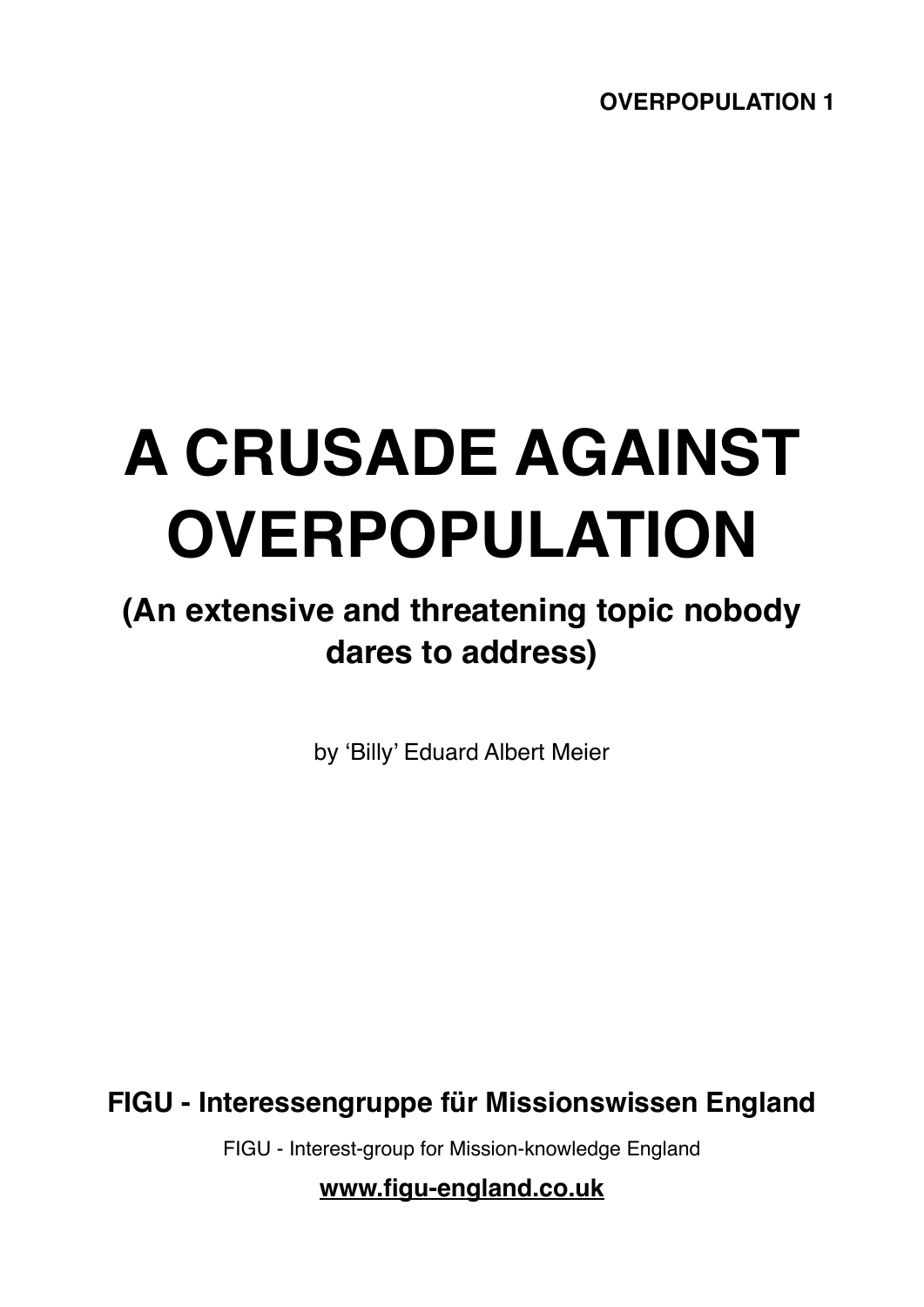**OVERPOPULATION 1**

# A CRUSADE AGAINST OVERPOPULATION

## (An extensive and threatening topic nobody dares to address)

by 'Billy' Eduard Albert Meier

**FIGU - Interessengruppe für Missionswissen England**

FIGU - Interest-group for Mission-knowledge England

**www.figu-england.co.uk**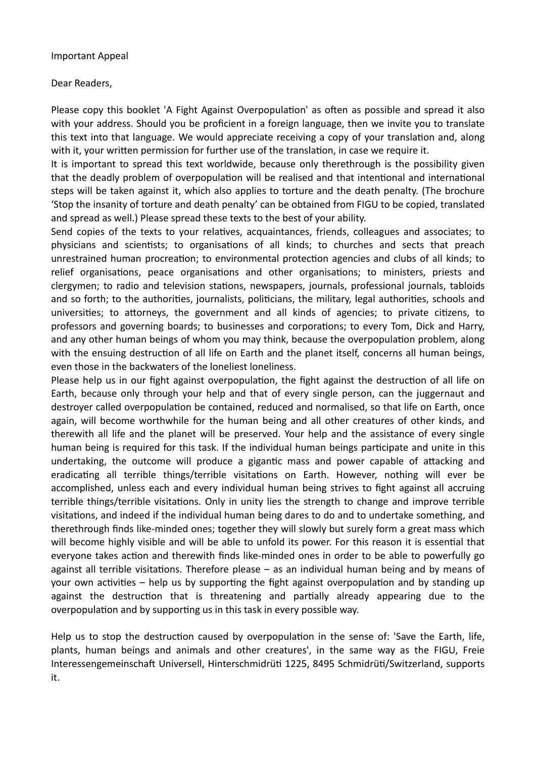Important Appeal

Dear Readers,

Please copy this booklet 'A Fight Against Overpopulation' as often as possible and spread it also with your address. Should you be proficient in a foreign language, then we invite you to translate this text into that language. We would appreciate receiving a copy of your translation and, along with it, your written permission for further use of the translation, in case we require it.

It is important to spread this text worldwide, because only therethrough is the possibility given that the deadly problem of overpopulation will be realised and that intentional and international steps will be taken against it, which also applies to torture and the death penalty. (The brochure 'Stop the insanity of torture and death penalty' can be obtained from FIGU to be copied, translated and spread as well.) Please spread these texts to the best of your ability.

Send copies of the texts to your relatives, acquaintances, friends, colleagues and associates; to physicians and scientists; to organisations of all kinds; to churches and sects that preach unrestrained human procreation; to environmental protection agencies and clubs of all kinds; to relief organisations, peace organisations and other organisations; to ministers, priests and clergymen; to radio and television stations, newspapers, journals, professional journals, tabloids and so forth; to the authorities, journalists, politicians, the military, legal authorities, schools and universities; to attorneys, the government and all kinds of agencies; to private citizens, to professors and governing boards; to businesses and corporations; to every Tom, Dick and Harry, and any other human beings of whom you may think, because the overpopulation problem, along with the ensuing destruction of all life on Earth and the planet itself, concerns all human beings, even those in the backwaters of the loneliest loneliness.

Please help us in our fight against overpopulation, the fight against the destruction of all life on Earth, because only through your help and that of every single person, can the juggernaut and destroyer called overpopulation be contained, reduced and normalised, so that life on Earth, once again, will become worthwhile for the human being and all other creatures of other kinds, and therewith all life and the planet will be preserved. Your help and the assistance of every single human being is required for this task. If the individual human beings participate and unite in this undertaking, the outcome will produce a gigantic mass and power capable of attacking and eradicating all terrible things/terrible visitations on Earth. However, nothing will ever be accomplished, unless each and every individual human being strives to fight against all accruing terrible things/terrible visitations. Only in unity lies the strength to change and improve terrible visitations, and indeed if the individual human being dares to do and to undertake something, and therethrough finds like-minded ones; together they will slowly but surely form a great mass which will become highly visible and will be able to unfold its power. For this reason it is essential that everyone takes action and therewith finds like-minded ones in order to be able to powerfully go against all terrible visitations. Therefore please – as an individual human being and by means of your own activities – help us by supporting the fight against overpopulation and by standing up against the destruction that is threatening and partially already appearing due to the overpopulation and by supporting us in this task in every possible way.

Help us to stop the destruction caused by overpopulation in the sense of: 'Save the Earth, life, plants, human beings and animals and other creatures', in the same way as the FIGU, Freie Interessengemeinschaft Universell, Hinterschmidrüti 1225, 8495 Schmidrüti/Switzerland, supports it.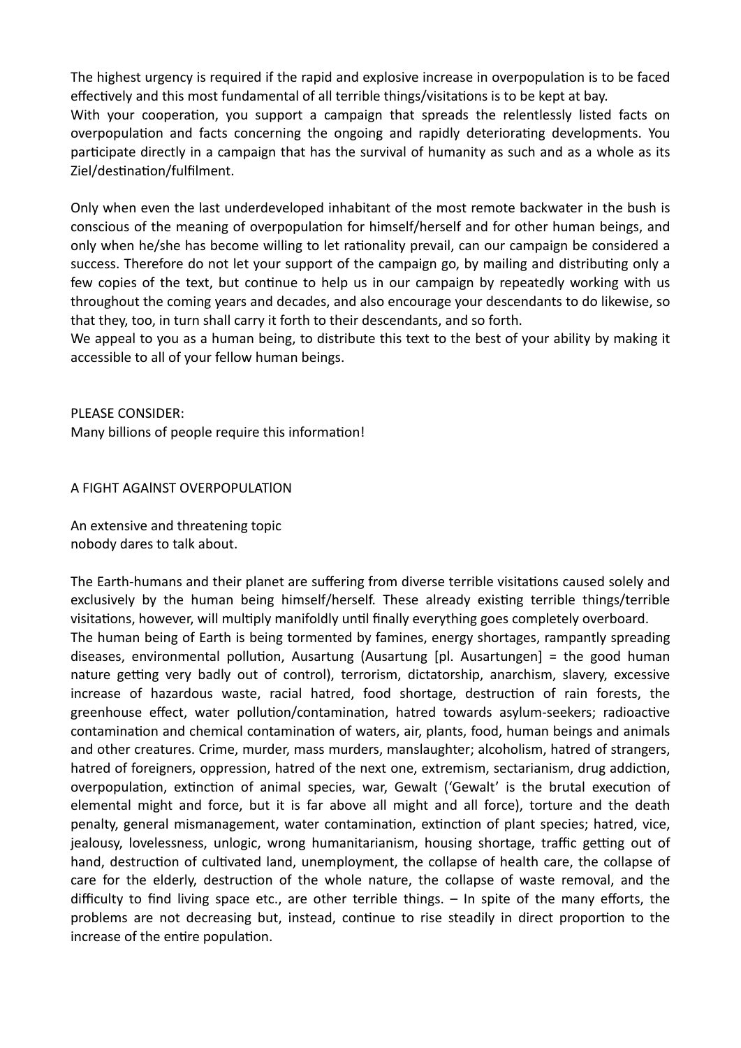The highest urgency is required if the rapid and explosive increase in overpopulation is to be faced effectively and this most fundamental of all terrible things/visitations is to be kept at bay.
With your cooperation, you support a campaign that spreads the relentlessly listed facts on overpopulation and facts concerning the ongoing and rapidly deteriorating developments. You participate directly in a campaign that has the survival of humanity as such and as a whole as its Ziel/destination/fulfilment.

Only when even the last underdeveloped inhabitant of the most remote backwater in the bush is conscious of the meaning of overpopulation for himself/herself and for other human beings, and only when he/she has become willing to let rationality prevail, can our campaign be considered a success. Therefore do not let your support of the campaign go, by mailing and distributing only a few copies of the text, but continue to help us in our campaign by repeatedly working with us throughout the coming years and decades, and also encourage your descendants to do likewise, so that they, too, in turn shall carry it forth to their descendants, and so forth.
We appeal to you as a human being, to distribute this text to the best of your ability by making it accessible to all of your fellow human beings.

PLEASE CONSIDER:
Many billions of people require this information!

## A FIGHT AGAINST OVERPOPULATION

An extensive and threatening topic
nobody dares to talk about.

The Earth-humans and their planet are suffering from diverse terrible visitations caused solely and exclusively by the human being himself/herself. These already existing terrible things/terrible visitations, however, will multiply manifoldly until finally everything goes completely overboard.
The human being of Earth is being tormented by famines, energy shortages, rampantly spreading diseases, environmental pollution, Ausartung (Ausartung [pl. Ausartungen] = the good human nature getting very badly out of control), terrorism, dictatorship, anarchism, slavery, excessive increase of hazardous waste, racial hatred, food shortage, destruction of rain forests, the greenhouse effect, water pollution/contamination, hatred towards asylum-seekers; radioactive contamination and chemical contamination of waters, air, plants, food, human beings and animals and other creatures. Crime, murder, mass murders, manslaughter; alcoholism, hatred of strangers, hatred of foreigners, oppression, hatred of the next one, extremism, sectarianism, drug addiction, overpopulation, extinction of animal species, war, Gewalt ('Gewalt' is the brutal execution of elemental might and force, but it is far above all might and all force), torture and the death penalty, general mismanagement, water contamination, extinction of plant species; hatred, vice, jealousy, lovelessness, unlogic, wrong humanitarianism, housing shortage, traffic getting out of hand, destruction of cultivated land, unemployment, the collapse of health care, the collapse of care for the elderly, destruction of the whole nature, the collapse of waste removal, and the difficulty to find living space etc., are other terrible things. – In spite of the many efforts, the problems are not decreasing but, instead, continue to rise steadily in direct proportion to the increase of the entire population.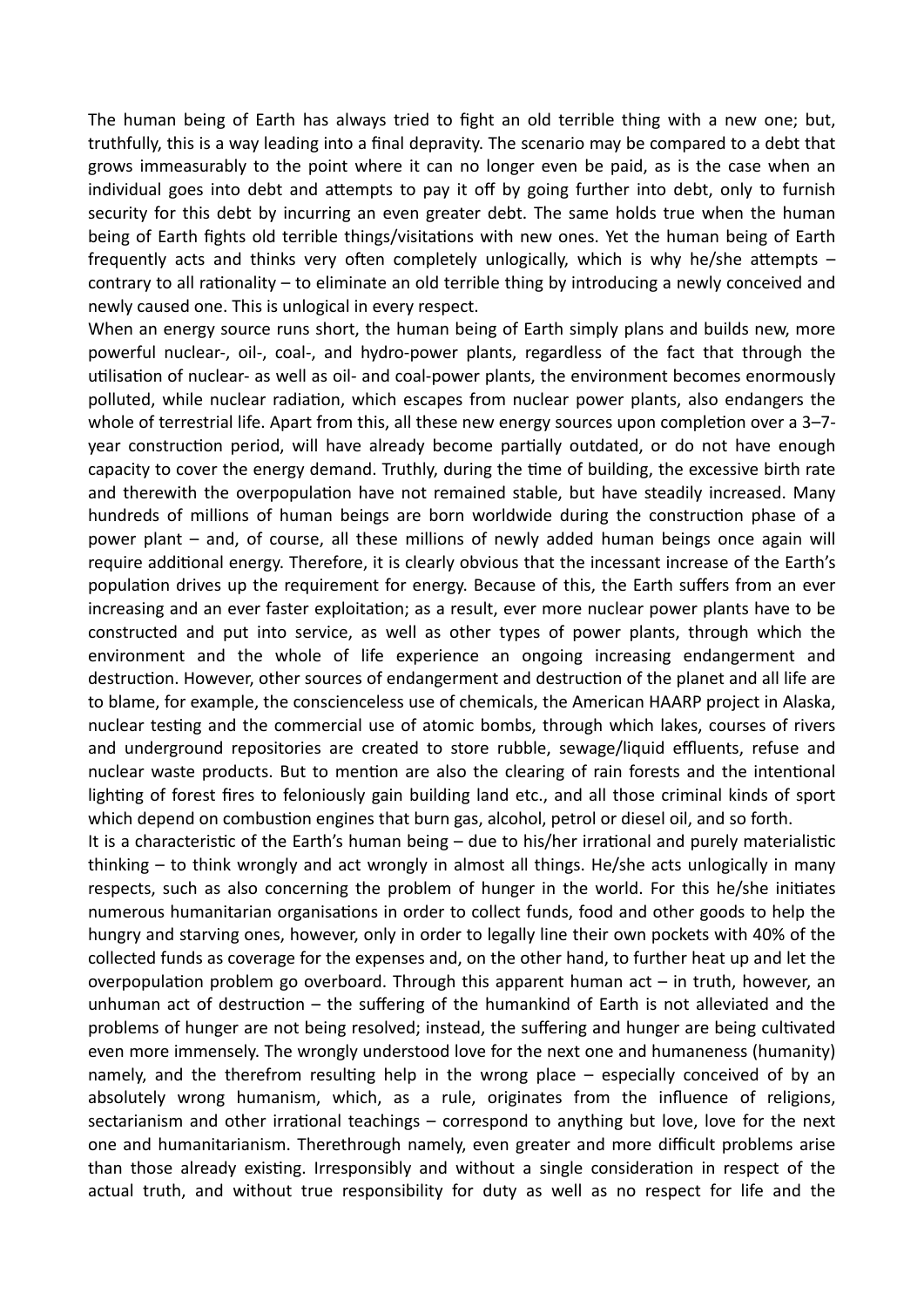The human being of Earth has always tried to fight an old terrible thing with a new one; but, truthfully, this is a way leading into a final depravity. The scenario may be compared to a debt that grows immeasurably to the point where it can no longer even be paid, as is the case when an individual goes into debt and attempts to pay it off by going further into debt, only to furnish security for this debt by incurring an even greater debt. The same holds true when the human being of Earth fights old terrible things/visitations with new ones. Yet the human being of Earth frequently acts and thinks very often completely unlogically, which is why he/she attempts – contrary to all rationality – to eliminate an old terrible thing by introducing a newly conceived and newly caused one. This is unlogical in every respect.

When an energy source runs short, the human being of Earth simply plans and builds new, more powerful nuclear-, oil-, coal-, and hydro-power plants, regardless of the fact that through the utilisation of nuclear- as well as oil- and coal-power plants, the environment becomes enormously polluted, while nuclear radiation, which escapes from nuclear power plants, also endangers the whole of terrestrial life. Apart from this, all these new energy sources upon completion over a 3–7-year construction period, will have already become partially outdated, or do not have enough capacity to cover the energy demand. Truthly, during the time of building, the excessive birth rate and therewith the overpopulation have not remained stable, but have steadily increased. Many hundreds of millions of human beings are born worldwide during the construction phase of a power plant – and, of course, all these millions of newly added human beings once again will require additional energy. Therefore, it is clearly obvious that the incessant increase of the Earth's population drives up the requirement for energy. Because of this, the Earth suffers from an ever increasing and an ever faster exploitation; as a result, ever more nuclear power plants have to be constructed and put into service, as well as other types of power plants, through which the environment and the whole of life experience an ongoing increasing endangerment and destruction. However, other sources of endangerment and destruction of the planet and all life are to blame, for example, the conscienceless use of chemicals, the American HAARP project in Alaska, nuclear testing and the commercial use of atomic bombs, through which lakes, courses of rivers and underground repositories are created to store rubble, sewage/liquid effluents, refuse and nuclear waste products. But to mention are also the clearing of rain forests and the intentional lighting of forest fires to feloniously gain building land etc., and all those criminal kinds of sport which depend on combustion engines that burn gas, alcohol, petrol or diesel oil, and so forth.

It is a characteristic of the Earth's human being – due to his/her irrational and purely materialistic thinking – to think wrongly and act wrongly in almost all things. He/she acts unlogically in many respects, such as also concerning the problem of hunger in the world. For this he/she initiates numerous humanitarian organisations in order to collect funds, food and other goods to help the hungry and starving ones, however, only in order to legally line their own pockets with 40% of the collected funds as coverage for the expenses and, on the other hand, to further heat up and let the overpopulation problem go overboard. Through this apparent human act – in truth, however, an unhuman act of destruction – the suffering of the humankind of Earth is not alleviated and the problems of hunger are not being resolved; instead, the suffering and hunger are being cultivated even more immensely. The wrongly understood love for the next one and humaneness (humanity) namely, and the therefrom resulting help in the wrong place – especially conceived of by an absolutely wrong humanism, which, as a rule, originates from the influence of religions, sectarianism and other irrational teachings – correspond to anything but love, love for the next one and humanitarianism. Therethrough namely, even greater and more difficult problems arise than those already existing. Irresponsibly and without a single consideration in respect of the actual truth, and without true responsibility for duty as well as no respect for life and the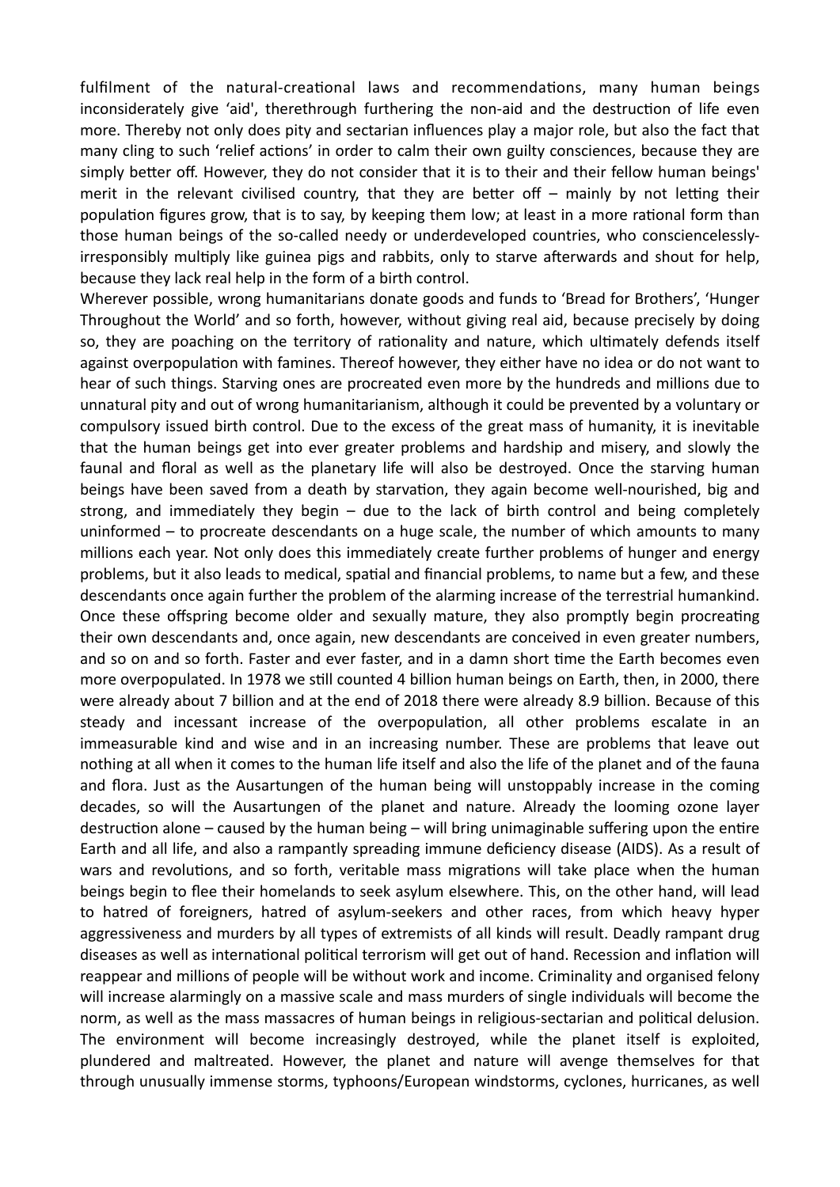fulfilment of the natural-creational laws and recommendations, many human beings inconsiderately give 'aid', therethrough furthering the non-aid and the destruction of life even more. Thereby not only does pity and sectarian influences play a major role, but also the fact that many cling to such 'relief actions' in order to calm their own guilty consciences, because they are simply better off. However, they do not consider that it is to their and their fellow human beings' merit in the relevant civilised country, that they are better off – mainly by not letting their population figures grow, that is to say, by keeping them low; at least in a more rational form than those human beings of the so-called needy or underdeveloped countries, who consciencelessly-irresponsibly multiply like guinea pigs and rabbits, only to starve afterwards and shout for help, because they lack real help in the form of a birth control.

Wherever possible, wrong humanitarians donate goods and funds to 'Bread for Brothers', 'Hunger Throughout the World' and so forth, however, without giving real aid, because precisely by doing so, they are poaching on the territory of rationality and nature, which ultimately defends itself against overpopulation with famines. Thereof however, they either have no idea or do not want to hear of such things. Starving ones are procreated even more by the hundreds and millions due to unnatural pity and out of wrong humanitarianism, although it could be prevented by a voluntary or compulsory issued birth control. Due to the excess of the great mass of humanity, it is inevitable that the human beings get into ever greater problems and hardship and misery, and slowly the faunal and floral as well as the planetary life will also be destroyed. Once the starving human beings have been saved from a death by starvation, they again become well-nourished, big and strong, and immediately they begin – due to the lack of birth control and being completely uninformed – to procreate descendants on a huge scale, the number of which amounts to many millions each year. Not only does this immediately create further problems of hunger and energy problems, but it also leads to medical, spatial and financial problems, to name but a few, and these descendants once again further the problem of the alarming increase of the terrestrial humankind. Once these offspring become older and sexually mature, they also promptly begin procreating their own descendants and, once again, new descendants are conceived in even greater numbers, and so on and so forth. Faster and ever faster, and in a damn short time the Earth becomes even more overpopulated. In 1978 we still counted 4 billion human beings on Earth, then, in 2000, there were already about 7 billion and at the end of 2018 there were already 8.9 billion. Because of this steady and incessant increase of the overpopulation, all other problems escalate in an immeasurable kind and wise and in an increasing number. These are problems that leave out nothing at all when it comes to the human life itself and also the life of the planet and of the fauna and flora. Just as the Ausartungen of the human being will unstoppably increase in the coming decades, so will the Ausartungen of the planet and nature. Already the looming ozone layer destruction alone – caused by the human being – will bring unimaginable suffering upon the entire Earth and all life, and also a rampantly spreading immune deficiency disease (AIDS). As a result of wars and revolutions, and so forth, veritable mass migrations will take place when the human beings begin to flee their homelands to seek asylum elsewhere. This, on the other hand, will lead to hatred of foreigners, hatred of asylum-seekers and other races, from which heavy hyper aggressiveness and murders by all types of extremists of all kinds will result. Deadly rampant drug diseases as well as international political terrorism will get out of hand. Recession and inflation will reappear and millions of people will be without work and income. Criminality and organised felony will increase alarmingly on a massive scale and mass murders of single individuals will become the norm, as well as the mass massacres of human beings in religious-sectarian and political delusion. The environment will become increasingly destroyed, while the planet itself is exploited, plundered and maltreated. However, the planet and nature will avenge themselves for that through unusually immense storms, typhoons/European windstorms, cyclones, hurricanes, as well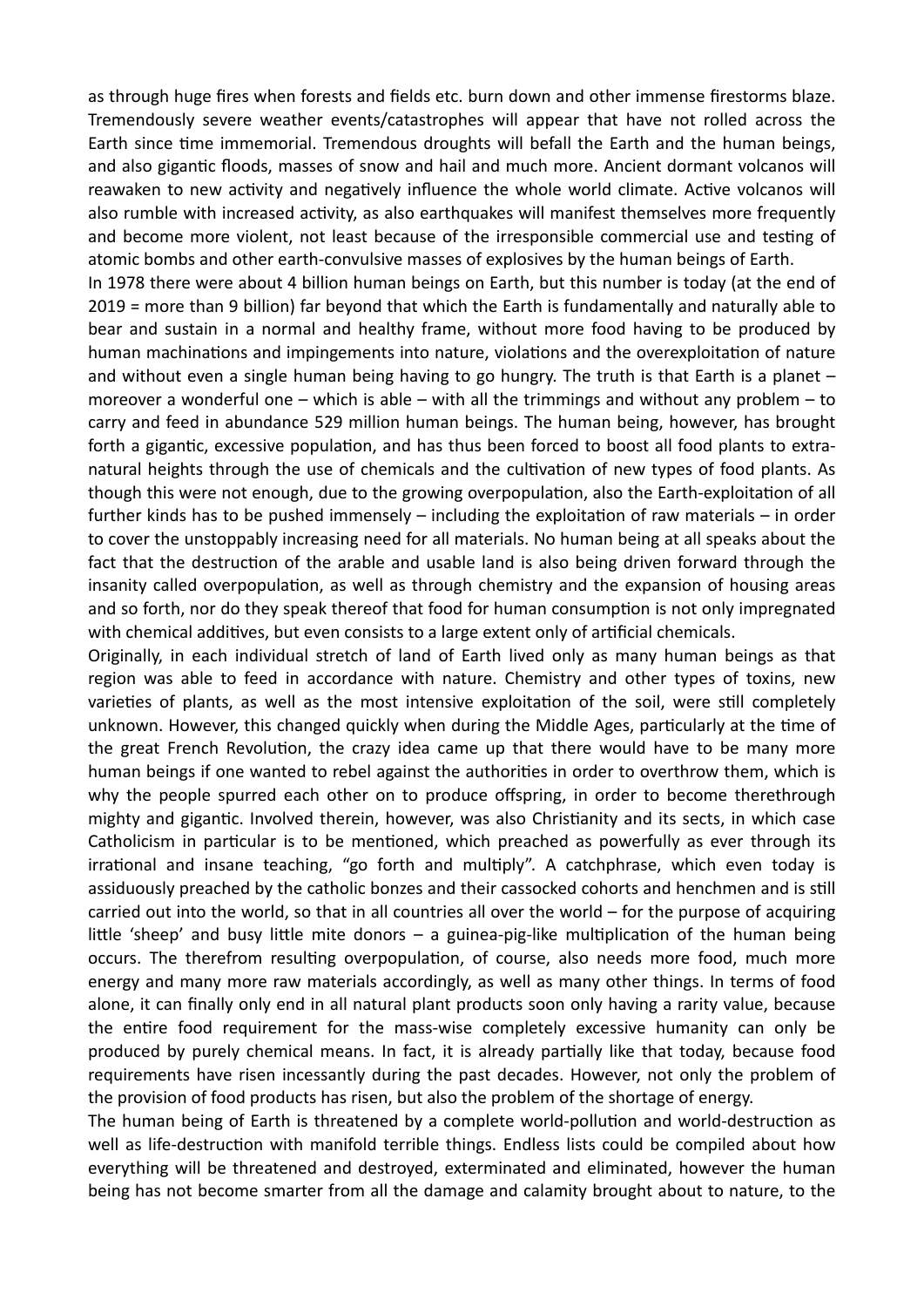as through huge fires when forests and fields etc. burn down and other immense firestorms blaze. Tremendously severe weather events/catastrophes will appear that have not rolled across the Earth since time immemorial. Tremendous droughts will befall the Earth and the human beings, and also gigantic floods, masses of snow and hail and much more. Ancient dormant volcanos will reawaken to new activity and negatively influence the whole world climate. Active volcanos will also rumble with increased activity, as also earthquakes will manifest themselves more frequently and become more violent, not least because of the irresponsible commercial use and testing of atomic bombs and other earth-convulsive masses of explosives by the human beings of Earth.

In 1978 there were about 4 billion human beings on Earth, but this number is today (at the end of 2019 = more than 9 billion) far beyond that which the Earth is fundamentally and naturally able to bear and sustain in a normal and healthy frame, without more food having to be produced by human machinations and impingements into nature, violations and the overexploitation of nature and without even a single human being having to go hungry. The truth is that Earth is a planet – moreover a wonderful one – which is able – with all the trimmings and without any problem – to carry and feed in abundance 529 million human beings. The human being, however, has brought forth a gigantic, excessive population, and has thus been forced to boost all food plants to extra-natural heights through the use of chemicals and the cultivation of new types of food plants. As though this were not enough, due to the growing overpopulation, also the Earth-exploitation of all further kinds has to be pushed immensely – including the exploitation of raw materials – in order to cover the unstoppably increasing need for all materials. No human being at all speaks about the fact that the destruction of the arable and usable land is also being driven forward through the insanity called overpopulation, as well as through chemistry and the expansion of housing areas and so forth, nor do they speak thereof that food for human consumption is not only impregnated with chemical additives, but even consists to a large extent only of artificial chemicals.

Originally, in each individual stretch of land of Earth lived only as many human beings as that region was able to feed in accordance with nature. Chemistry and other types of toxins, new varieties of plants, as well as the most intensive exploitation of the soil, were still completely unknown. However, this changed quickly when during the Middle Ages, particularly at the time of the great French Revolution, the crazy idea came up that there would have to be many more human beings if one wanted to rebel against the authorities in order to overthrow them, which is why the people spurred each other on to produce offspring, in order to become therethrough mighty and gigantic. Involved therein, however, was also Christianity and its sects, in which case Catholicism in particular is to be mentioned, which preached as powerfully as ever through its irrational and insane teaching, "go forth and multiply". A catchphrase, which even today is assiduously preached by the catholic bonzes and their cassocked cohorts and henchmen and is still carried out into the world, so that in all countries all over the world – for the purpose of acquiring little 'sheep' and busy little mite donors – a guinea-pig-like multiplication of the human being occurs. The therefrom resulting overpopulation, of course, also needs more food, much more energy and many more raw materials accordingly, as well as many other things. In terms of food alone, it can finally only end in all natural plant products soon only having a rarity value, because the entire food requirement for the mass-wise completely excessive humanity can only be produced by purely chemical means. In fact, it is already partially like that today, because food requirements have risen incessantly during the past decades. However, not only the problem of the provision of food products has risen, but also the problem of the shortage of energy.

The human being of Earth is threatened by a complete world-pollution and world-destruction as well as life-destruction with manifold terrible things. Endless lists could be compiled about how everything will be threatened and destroyed, exterminated and eliminated, however the human being has not become smarter from all the damage and calamity brought about to nature, to the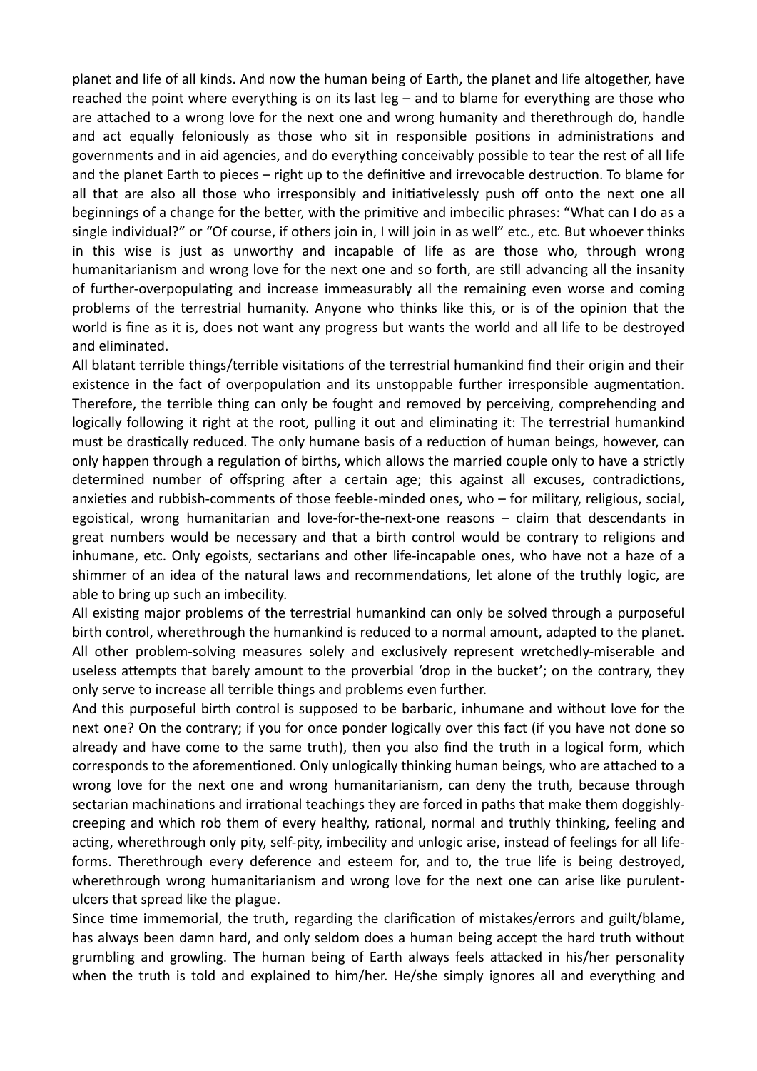planet and life of all kinds. And now the human being of Earth, the planet and life altogether, have reached the point where everything is on its last leg – and to blame for everything are those who are attached to a wrong love for the next one and wrong humanity and therethrough do, handle and act equally feloniously as those who sit in responsible positions in administrations and governments and in aid agencies, and do everything conceivably possible to tear the rest of all life and the planet Earth to pieces – right up to the definitive and irrevocable destruction. To blame for all that are also all those who irresponsibly and initiativelessly push off onto the next one all beginnings of a change for the better, with the primitive and imbecilic phrases: "What can I do as a single individual?" or "Of course, if others join in, I will join in as well" etc., etc. But whoever thinks in this wise is just as unworthy and incapable of life as are those who, through wrong humanitarianism and wrong love for the next one and so forth, are still advancing all the insanity of further-overpopulating and increase immeasurably all the remaining even worse and coming problems of the terrestrial humanity. Anyone who thinks like this, or is of the opinion that the world is fine as it is, does not want any progress but wants the world and all life to be destroyed and eliminated.

All blatant terrible things/terrible visitations of the terrestrial humankind find their origin and their existence in the fact of overpopulation and its unstoppable further irresponsible augmentation. Therefore, the terrible thing can only be fought and removed by perceiving, comprehending and logically following it right at the root, pulling it out and eliminating it: The terrestrial humankind must be drastically reduced. The only humane basis of a reduction of human beings, however, can only happen through a regulation of births, which allows the married couple only to have a strictly determined number of offspring after a certain age; this against all excuses, contradictions, anxieties and rubbish-comments of those feeble-minded ones, who – for military, religious, social, egoistical, wrong humanitarian and love-for-the-next-one reasons – claim that descendants in great numbers would be necessary and that a birth control would be contrary to religions and inhumane, etc. Only egoists, sectarians and other life-incapable ones, who have not a haze of a shimmer of an idea of the natural laws and recommendations, let alone of the truthly logic, are able to bring up such an imbecility.

All existing major problems of the terrestrial humankind can only be solved through a purposeful birth control, wherethrough the humankind is reduced to a normal amount, adapted to the planet. All other problem-solving measures solely and exclusively represent wretchedly-miserable and useless attempts that barely amount to the proverbial 'drop in the bucket'; on the contrary, they only serve to increase all terrible things and problems even further.

And this purposeful birth control is supposed to be barbaric, inhumane and without love for the next one? On the contrary; if you for once ponder logically over this fact (if you have not done so already and have come to the same truth), then you also find the truth in a logical form, which corresponds to the aforementioned. Only unlogically thinking human beings, who are attached to a wrong love for the next one and wrong humanitarianism, can deny the truth, because through sectarian machinations and irrational teachings they are forced in paths that make them doggishly-creeping and which rob them of every healthy, rational, normal and truthly thinking, feeling and acting, wherethrough only pity, self-pity, imbecility and unlogic arise, instead of feelings for all life-forms. Therethrough every deference and esteem for, and to, the true life is being destroyed, wherethrough wrong humanitarianism and wrong love for the next one can arise like purulent-ulcers that spread like the plague.

Since time immemorial, the truth, regarding the clarification of mistakes/errors and guilt/blame, has always been damn hard, and only seldom does a human being accept the hard truth without grumbling and growling. The human being of Earth always feels attacked in his/her personality when the truth is told and explained to him/her. He/she simply ignores all and everything and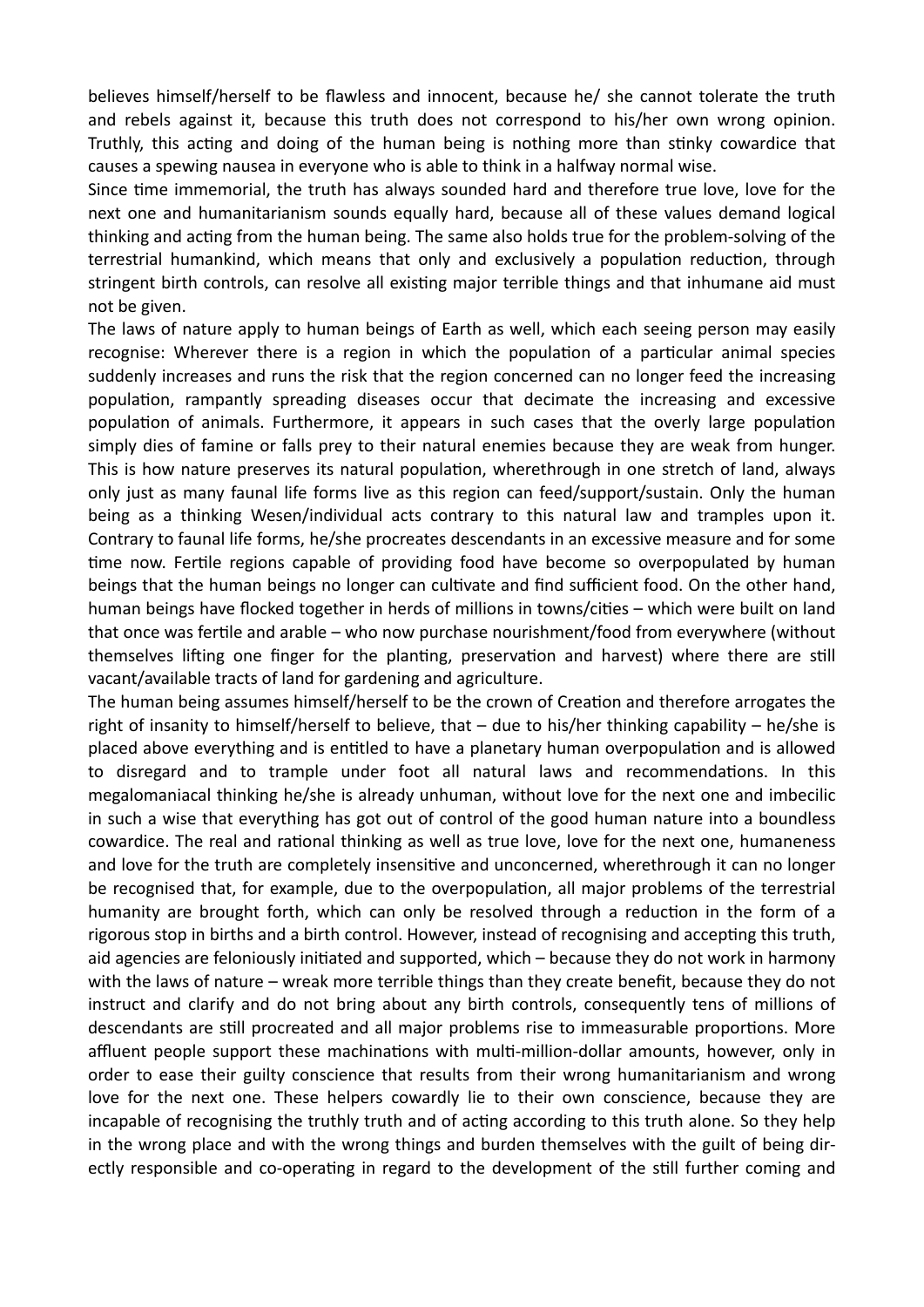believes himself/herself to be flawless and innocent, because he/ she cannot tolerate the truth and rebels against it, because this truth does not correspond to his/her own wrong opinion. Truthly, this acting and doing of the human being is nothing more than stinky cowardice that causes a spewing nausea in everyone who is able to think in a halfway normal wise.

Since time immemorial, the truth has always sounded hard and therefore true love, love for the next one and humanitarianism sounds equally hard, because all of these values demand logical thinking and acting from the human being. The same also holds true for the problem-solving of the terrestrial humankind, which means that only and exclusively a population reduction, through stringent birth controls, can resolve all existing major terrible things and that inhumane aid must not be given.

The laws of nature apply to human beings of Earth as well, which each seeing person may easily recognise: Wherever there is a region in which the population of a particular animal species suddenly increases and runs the risk that the region concerned can no longer feed the increasing population, rampantly spreading diseases occur that decimate the increasing and excessive population of animals. Furthermore, it appears in such cases that the overly large population simply dies of famine or falls prey to their natural enemies because they are weak from hunger. This is how nature preserves its natural population, wherethrough in one stretch of land, always only just as many faunal life forms live as this region can feed/support/sustain. Only the human being as a thinking Wesen/individual acts contrary to this natural law and tramples upon it. Contrary to faunal life forms, he/she procreates descendants in an excessive measure and for some time now. Fertile regions capable of providing food have become so overpopulated by human beings that the human beings no longer can cultivate and find sufficient food. On the other hand, human beings have flocked together in herds of millions in towns/cities – which were built on land that once was fertile and arable – who now purchase nourishment/food from everywhere (without themselves lifting one finger for the planting, preservation and harvest) where there are still vacant/available tracts of land for gardening and agriculture.

The human being assumes himself/herself to be the crown of Creation and therefore arrogates the right of insanity to himself/herself to believe, that – due to his/her thinking capability – he/she is placed above everything and is entitled to have a planetary human overpopulation and is allowed to disregard and to trample under foot all natural laws and recommendations. In this megalomaniacal thinking he/she is already unhuman, without love for the next one and imbecilic in such a wise that everything has got out of control of the good human nature into a boundless cowardice. The real and rational thinking as well as true love, love for the next one, humaneness and love for the truth are completely insensitive and unconcerned, wherethrough it can no longer be recognised that, for example, due to the overpopulation, all major problems of the terrestrial humanity are brought forth, which can only be resolved through a reduction in the form of a rigorous stop in births and a birth control. However, instead of recognising and accepting this truth, aid agencies are feloniously initiated and supported, which – because they do not work in harmony with the laws of nature – wreak more terrible things than they create benefit, because they do not instruct and clarify and do not bring about any birth controls, consequently tens of millions of descendants are still procreated and all major problems rise to immeasurable proportions. More affluent people support these machinations with multi-million-dollar amounts, however, only in order to ease their guilty conscience that results from their wrong humanitarianism and wrong love for the next one. These helpers cowardly lie to their own conscience, because they are incapable of recognising the truthly truth and of acting according to this truth alone. So they help in the wrong place and with the wrong things and burden themselves with the guilt of being directly responsible and co-operating in regard to the development of the still further coming and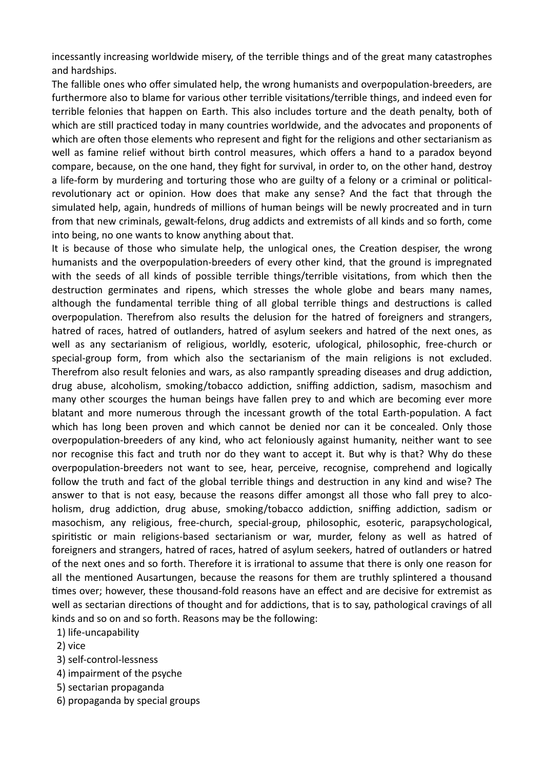incessantly increasing worldwide misery, of the terrible things and of the great many catastrophes and hardships.

The fallible ones who offer simulated help, the wrong humanists and overpopulation-breeders, are furthermore also to blame for various other terrible visitations/terrible things, and indeed even for terrible felonies that happen on Earth. This also includes torture and the death penalty, both of which are still practiced today in many countries worldwide, and the advocates and proponents of which are often those elements who represent and fight for the religions and other sectarianism as well as famine relief without birth control measures, which offers a hand to a paradox beyond compare, because, on the one hand, they fight for survival, in order to, on the other hand, destroy a life-form by murdering and torturing those who are guilty of a felony or a criminal or political-revolutionary act or opinion. How does that make any sense? And the fact that through the simulated help, again, hundreds of millions of human beings will be newly procreated and in turn from that new criminals, gewalt-felons, drug addicts and extremists of all kinds and so forth, come into being, no one wants to know anything about that.

It is because of those who simulate help, the unlogical ones, the Creation despiser, the wrong humanists and the overpopulation-breeders of every other kind, that the ground is impregnated with the seeds of all kinds of possible terrible things/terrible visitations, from which then the destruction germinates and ripens, which stresses the whole globe and bears many names, although the fundamental terrible thing of all global terrible things and destructions is called overpopulation. Therefrom also results the delusion for the hatred of foreigners and strangers, hatred of races, hatred of outlanders, hatred of asylum seekers and hatred of the next ones, as well as any sectarianism of religious, worldly, esoteric, ufological, philosophic, free-church or special-group form, from which also the sectarianism of the main religions is not excluded. Therefrom also result felonies and wars, as also rampantly spreading diseases and drug addiction, drug abuse, alcoholism, smoking/tobacco addiction, sniffing addiction, sadism, masochism and many other scourges the human beings have fallen prey to and which are becoming ever more blatant and more numerous through the incessant growth of the total Earth-population. A fact which has long been proven and which cannot be denied nor can it be concealed. Only those overpopulation-breeders of any kind, who act feloniously against humanity, neither want to see nor recognise this fact and truth nor do they want to accept it. But why is that? Why do these overpopulation-breeders not want to see, hear, perceive, recognise, comprehend and logically follow the truth and fact of the global terrible things and destruction in any kind and wise? The answer to that is not easy, because the reasons differ amongst all those who fall prey to alcoholism, drug addiction, drug abuse, smoking/tobacco addiction, sniffing addiction, sadism or masochism, any religious, free-church, special-group, philosophic, esoteric, parapsychological, spiritistic or main religions-based sectarianism or war, murder, felony as well as hatred of foreigners and strangers, hatred of races, hatred of asylum seekers, hatred of outlanders or hatred of the next ones and so forth. Therefore it is irrational to assume that there is only one reason for all the mentioned Ausartungen, because the reasons for them are truthly splintered a thousand times over; however, these thousand-fold reasons have an effect and are decisive for extremist as well as sectarian directions of thought and for addictions, that is to say, pathological cravings of all kinds and so on and so forth. Reasons may be the following:

1) life-uncapability
2) vice
3) self-control-lessness
4) impairment of the psyche
5) sectarian propaganda
6) propaganda by special groups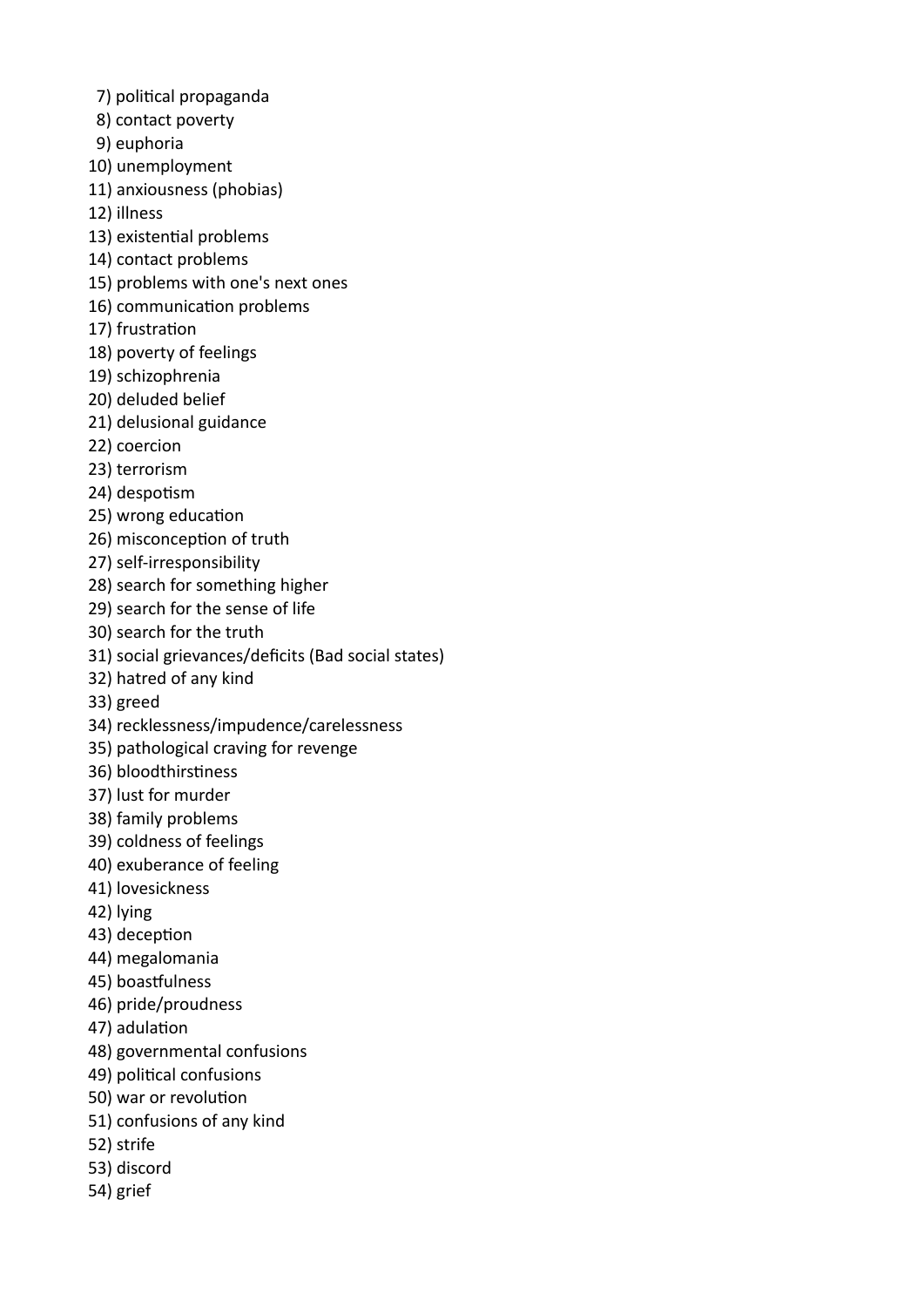7) political propaganda
8) contact poverty
9) euphoria
10) unemployment
11) anxiousness (phobias)
12) illness
13) existential problems
14) contact problems
15) problems with one's next ones
16) communication problems
17) frustration
18) poverty of feelings
19) schizophrenia
20) deluded belief
21) delusional guidance
22) coercion
23) terrorism
24) despotism
25) wrong education
26) misconception of truth
27) self-irresponsibility
28) search for something higher
29) search for the sense of life
30) search for the truth
31) social grievances/deficits (Bad social states)
32) hatred of any kind
33) greed
34) recklessness/impudence/carelessness
35) pathological craving for revenge
36) bloodthirstiness
37) lust for murder
38) family problems
39) coldness of feelings
40) exuberance of feeling
41) lovesickness
42) lying
43) deception
44) megalomania
45) boastfulness
46) pride/proudness
47) adulation
48) governmental confusions
49) political confusions
50) war or revolution
51) confusions of any kind
52) strife
53) discord
54) grief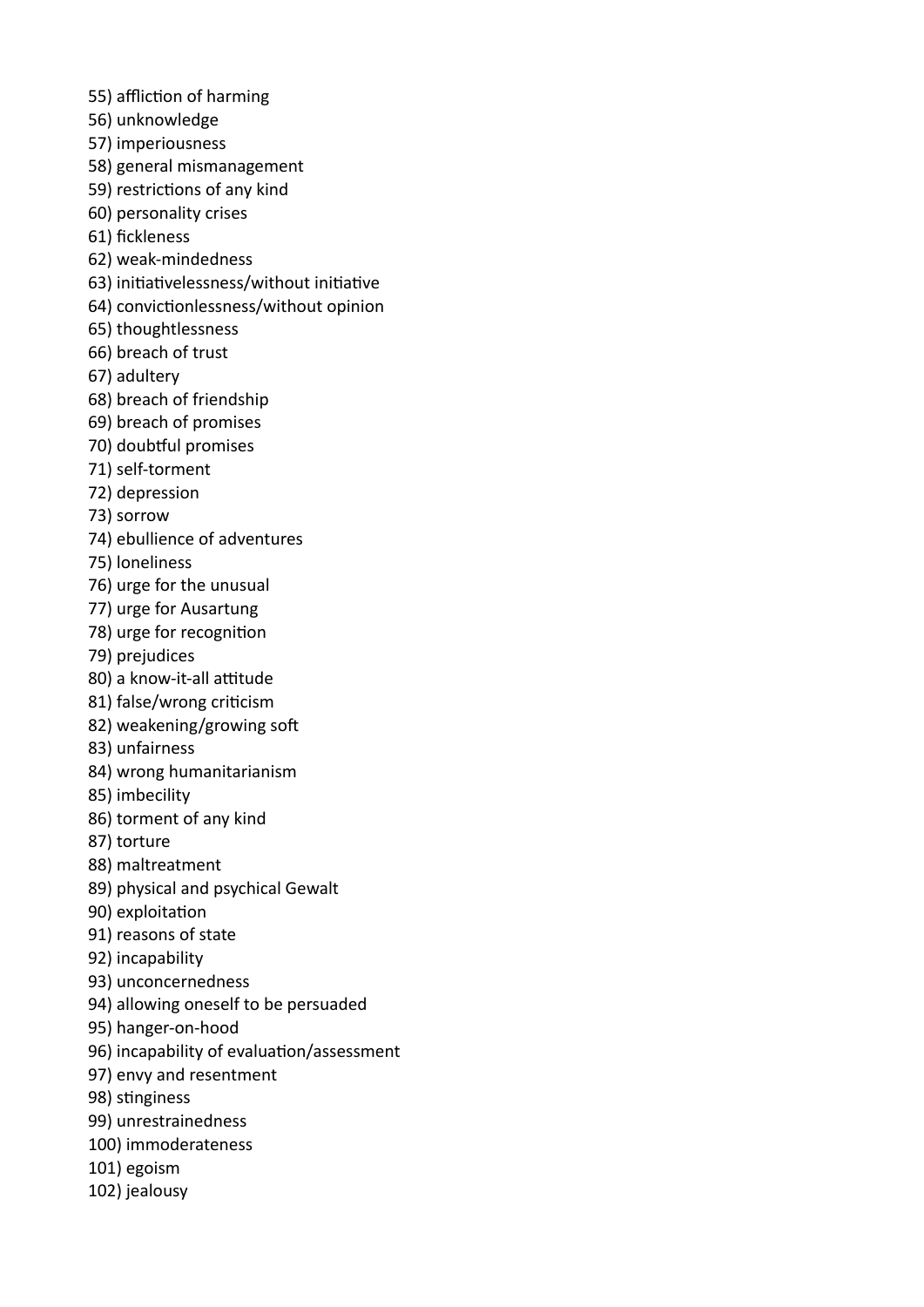55) affliction of harming
56) unknowledge
57) imperiousness
58) general mismanagement
59) restrictions of any kind
60) personality crises
61) fickleness
62) weak-mindedness
63) initiativelessness/without initiative
64) convictionlessness/without opinion
65) thoughtlessness
66) breach of trust
67) adultery
68) breach of friendship
69) breach of promises
70) doubtful promises
71) self-torment
72) depression
73) sorrow
74) ebullience of adventures
75) loneliness
76) urge for the unusual
77) urge for Ausartung
78) urge for recognition
79) prejudices
80) a know-it-all attitude
81) false/wrong criticism
82) weakening/growing soft
83) unfairness
84) wrong humanitarianism
85) imbecility
86) torment of any kind
87) torture
88) maltreatment
89) physical and psychical Gewalt
90) exploitation
91) reasons of state
92) incapability
93) unconcernedness
94) allowing oneself to be persuaded
95) hanger-on-hood
96) incapability of evaluation/assessment
97) envy and resentment
98) stinginess
99) unrestrainedness
100) immoderateness
101) egoism
102) jealousy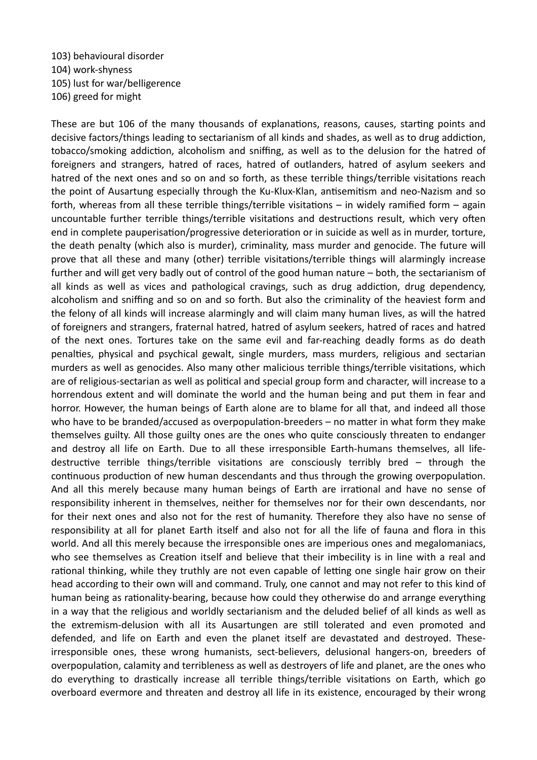103) behavioural disorder
104) work-shyness
105) lust for war/belligerence
106) greed for might

These are but 106 of the many thousands of explanations, reasons, causes, starting points and decisive factors/things leading to sectarianism of all kinds and shades, as well as to drug addiction, tobacco/smoking addiction, alcoholism and sniffing, as well as to the delusion for the hatred of foreigners and strangers, hatred of races, hatred of outlanders, hatred of asylum seekers and hatred of the next ones and so on and so forth, as these terrible things/terrible visitations reach the point of Ausartung especially through the Ku-Klux-Klan, antisemitism and neo-Nazism and so forth, whereas from all these terrible things/terrible visitations – in widely ramified form – again uncountable further terrible things/terrible visitations and destructions result, which very often end in complete pauperisation/progressive deterioration or in suicide as well as in murder, torture, the death penalty (which also is murder), criminality, mass murder and genocide. The future will prove that all these and many (other) terrible visitations/terrible things will alarmingly increase further and will get very badly out of control of the good human nature – both, the sectarianism of all kinds as well as vices and pathological cravings, such as drug addiction, drug dependency, alcoholism and sniffing and so on and so forth. But also the criminality of the heaviest form and the felony of all kinds will increase alarmingly and will claim many human lives, as will the hatred of foreigners and strangers, fraternal hatred, hatred of asylum seekers, hatred of races and hatred of the next ones. Tortures take on the same evil and far-reaching deadly forms as do death penalties, physical and psychical gewalt, single murders, mass murders, religious and sectarian murders as well as genocides. Also many other malicious terrible things/terrible visitations, which are of religious-sectarian as well as political and special group form and character, will increase to a horrendous extent and will dominate the world and the human being and put them in fear and horror. However, the human beings of Earth alone are to blame for all that, and indeed all those who have to be branded/accused as overpopulation-breeders – no matter in what form they make themselves guilty. All those guilty ones are the ones who quite consciously threaten to endanger and destroy all life on Earth. Due to all these irresponsible Earth-humans themselves, all life-destructive terrible things/terrible visitations are consciously terribly bred – through the continuous production of new human descendants and thus through the growing overpopulation. And all this merely because many human beings of Earth are irrational and have no sense of responsibility inherent in themselves, neither for themselves nor for their own descendants, nor for their next ones and also not for the rest of humanity. Therefore they also have no sense of responsibility at all for planet Earth itself and also not for all the life of fauna and flora in this world. And all this merely because the irresponsible ones are imperious ones and megalomaniacs, who see themselves as Creation itself and believe that their imbecility is in line with a real and rational thinking, while they truthly are not even capable of letting one single hair grow on their head according to their own will and command. Truly, one cannot and may not refer to this kind of human being as rationality-bearing, because how could they otherwise do and arrange everything in a way that the religious and worldly sectarianism and the deluded belief of all kinds as well as the extremism-delusion with all its Ausartungen are still tolerated and even promoted and defended, and life on Earth and even the planet itself are devastated and destroyed. These irresponsible ones, these wrong humanists, sect-believers, delusional hangers-on, breeders of overpopulation, calamity and terribleness as well as destroyers of life and planet, are the ones who do everything to drastically increase all terrible things/terrible visitations on Earth, which go overboard evermore and threaten and destroy all life in its existence, encouraged by their wrong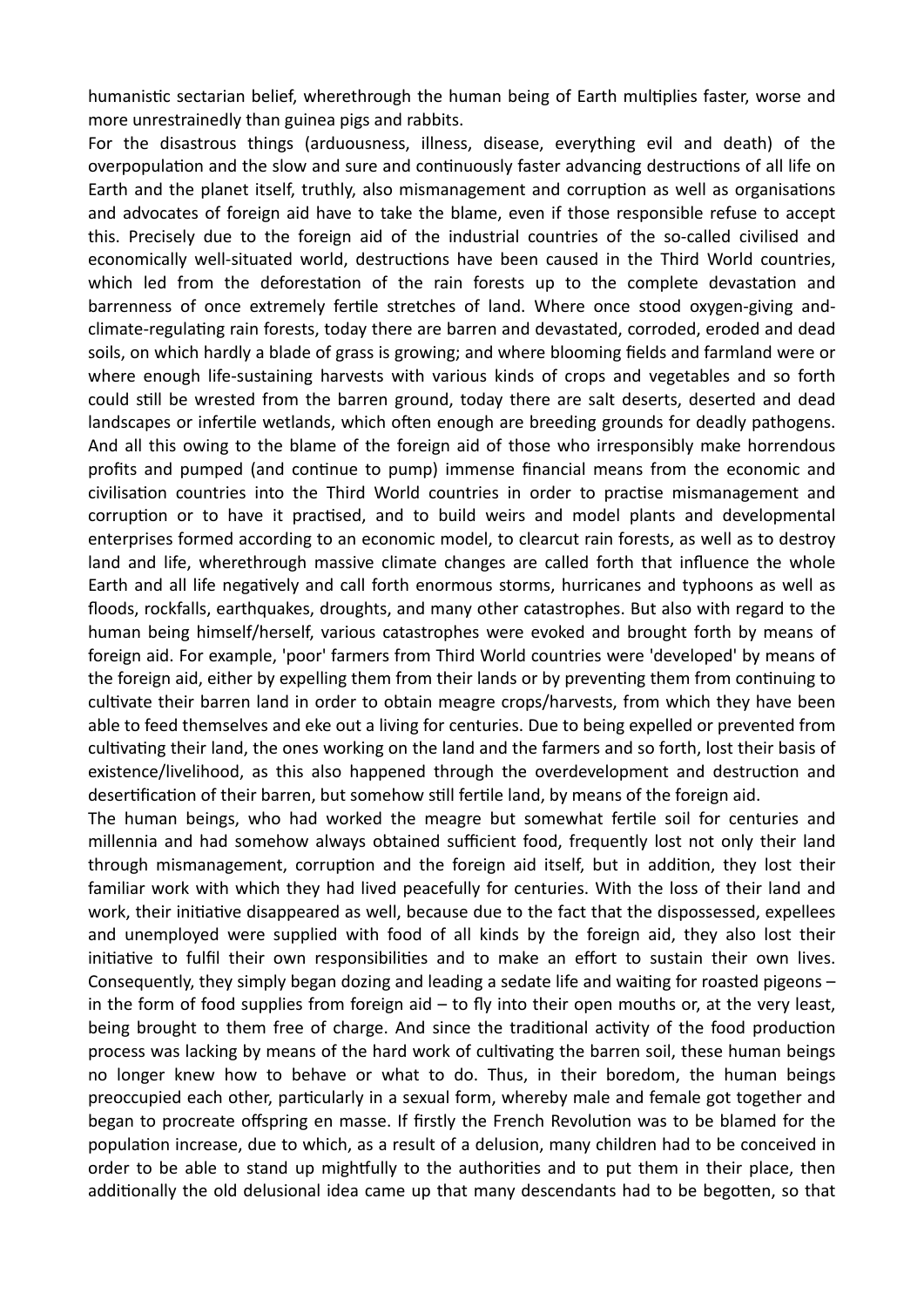humanistic sectarian belief, wherethrough the human being of Earth multiplies faster, worse and more unrestrainedly than guinea pigs and rabbits.

For the disastrous things (arduousness, illness, disease, everything evil and death) of the overpopulation and the slow and sure and continuously faster advancing destructions of all life on Earth and the planet itself, truthly, also mismanagement and corruption as well as organisations and advocates of foreign aid have to take the blame, even if those responsible refuse to accept this. Precisely due to the foreign aid of the industrial countries of the so-called civilised and economically well-situated world, destructions have been caused in the Third World countries, which led from the deforestation of the rain forests up to the complete devastation and barrenness of once extremely fertile stretches of land. Where once stood oxygen-giving and-climate-regulating rain forests, today there are barren and devastated, corroded, eroded and dead soils, on which hardly a blade of grass is growing; and where blooming fields and farmland were or where enough life-sustaining harvests with various kinds of crops and vegetables and so forth could still be wrested from the barren ground, today there are salt deserts, deserted and dead landscapes or infertile wetlands, which often enough are breeding grounds for deadly pathogens. And all this owing to the blame of the foreign aid of those who irresponsibly make horrendous profits and pumped (and continue to pump) immense financial means from the economic and civilisation countries into the Third World countries in order to practise mismanagement and corruption or to have it practised, and to build weirs and model plants and developmental enterprises formed according to an economic model, to clearcut rain forests, as well as to destroy land and life, wherethrough massive climate changes are called forth that influence the whole Earth and all life negatively and call forth enormous storms, hurricanes and typhoons as well as floods, rockfalls, earthquakes, droughts, and many other catastrophes. But also with regard to the human being himself/herself, various catastrophes were evoked and brought forth by means of foreign aid. For example, 'poor' farmers from Third World countries were 'developed' by means of the foreign aid, either by expelling them from their lands or by preventing them from continuing to cultivate their barren land in order to obtain meagre crops/harvests, from which they have been able to feed themselves and eke out a living for centuries. Due to being expelled or prevented from cultivating their land, the ones working on the land and the farmers and so forth, lost their basis of existence/livelihood, as this also happened through the overdevelopment and destruction and desertification of their barren, but somehow still fertile land, by means of the foreign aid.

The human beings, who had worked the meagre but somewhat fertile soil for centuries and millennia and had somehow always obtained sufficient food, frequently lost not only their land through mismanagement, corruption and the foreign aid itself, but in addition, they lost their familiar work with which they had lived peacefully for centuries. With the loss of their land and work, their initiative disappeared as well, because due to the fact that the dispossessed, expellees and unemployed were supplied with food of all kinds by the foreign aid, they also lost their initiative to fulfil their own responsibilities and to make an effort to sustain their own lives. Consequently, they simply began dozing and leading a sedate life and waiting for roasted pigeons – in the form of food supplies from foreign aid – to fly into their open mouths or, at the very least, being brought to them free of charge. And since the traditional activity of the food production process was lacking by means of the hard work of cultivating the barren soil, these human beings no longer knew how to behave or what to do. Thus, in their boredom, the human beings preoccupied each other, particularly in a sexual form, whereby male and female got together and began to procreate offspring en masse. If firstly the French Revolution was to be blamed for the population increase, due to which, as a result of a delusion, many children had to be conceived in order to be able to stand up mightfully to the authorities and to put them in their place, then additionally the old delusional idea came up that many descendants had to be begotten, so that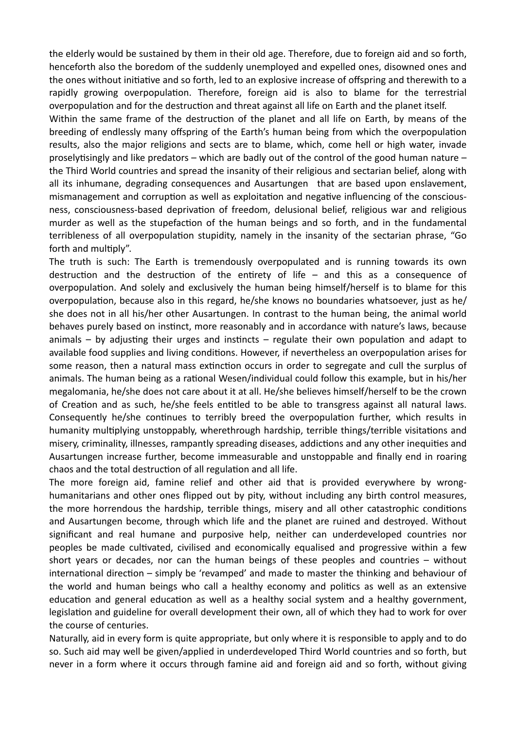the elderly would be sustained by them in their old age. Therefore, due to foreign aid and so forth, henceforth also the boredom of the suddenly unemployed and expelled ones, disowned ones and the ones without initiative and so forth, led to an explosive increase of offspring and therewith to a rapidly growing overpopulation. Therefore, foreign aid is also to blame for the terrestrial overpopulation and for the destruction and threat against all life on Earth and the planet itself.

Within the same frame of the destruction of the planet and all life on Earth, by means of the breeding of endlessly many offspring of the Earth's human being from which the overpopulation results, also the major religions and sects are to blame, which, come hell or high water, invade proselytisingly and like predators – which are badly out of the control of the good human nature – the Third World countries and spread the insanity of their religious and sectarian belief, along with all its inhumane, degrading consequences and Ausartungen that are based upon enslavement, mismanagement and corruption as well as exploitation and negative influencing of the consciousness, consciousness-based deprivation of freedom, delusional belief, religious war and religious murder as well as the stupefaction of the human beings and so forth, and in the fundamental terribleness of all overpopulation stupidity, namely in the insanity of the sectarian phrase, "Go forth and multiply".

The truth is such: The Earth is tremendously overpopulated and is running towards its own destruction and the destruction of the entirety of life – and this as a consequence of overpopulation. And solely and exclusively the human being himself/herself is to blame for this overpopulation, because also in this regard, he/she knows no boundaries whatsoever, just as he/she does not in all his/her other Ausartungen. In contrast to the human being, the animal world behaves purely based on instinct, more reasonably and in accordance with nature's laws, because animals – by adjusting their urges and instincts – regulate their own population and adapt to available food supplies and living conditions. However, if nevertheless an overpopulation arises for some reason, then a natural mass extinction occurs in order to segregate and cull the surplus of animals. The human being as a rational Wesen/individual could follow this example, but in his/her megalomania, he/she does not care about it at all. He/she believes himself/herself to be the crown of Creation and as such, he/she feels entitled to be able to transgress against all natural laws. Consequently he/she continues to terribly breed the overpopulation further, which results in humanity multiplying unstoppably, wherethrough hardship, terrible things/terrible visitations and misery, criminality, illnesses, rampantly spreading diseases, addictions and any other inequities and Ausartungen increase further, become immeasurable and unstoppable and finally end in roaring chaos and the total destruction of all regulation and all life.

The more foreign aid, famine relief and other aid that is provided everywhere by wrong-humanitarians and other ones flipped out by pity, without including any birth control measures, the more horrendous the hardship, terrible things, misery and all other catastrophic conditions and Ausartungen become, through which life and the planet are ruined and destroyed. Without significant and real humane and purposive help, neither can underdeveloped countries nor peoples be made cultivated, civilised and economically equalised and progressive within a few short years or decades, nor can the human beings of these peoples and countries – without international direction – simply be 'revamped' and made to master the thinking and behaviour of the world and human beings who call a healthy economy and politics as well as an extensive education and general education as well as a healthy social system and a healthy government, legislation and guideline for overall development their own, all of which they had to work for over the course of centuries.

Naturally, aid in every form is quite appropriate, but only where it is responsible to apply and to do so. Such aid may well be given/applied in underdeveloped Third World countries and so forth, but never in a form where it occurs through famine aid and foreign aid and so forth, without giving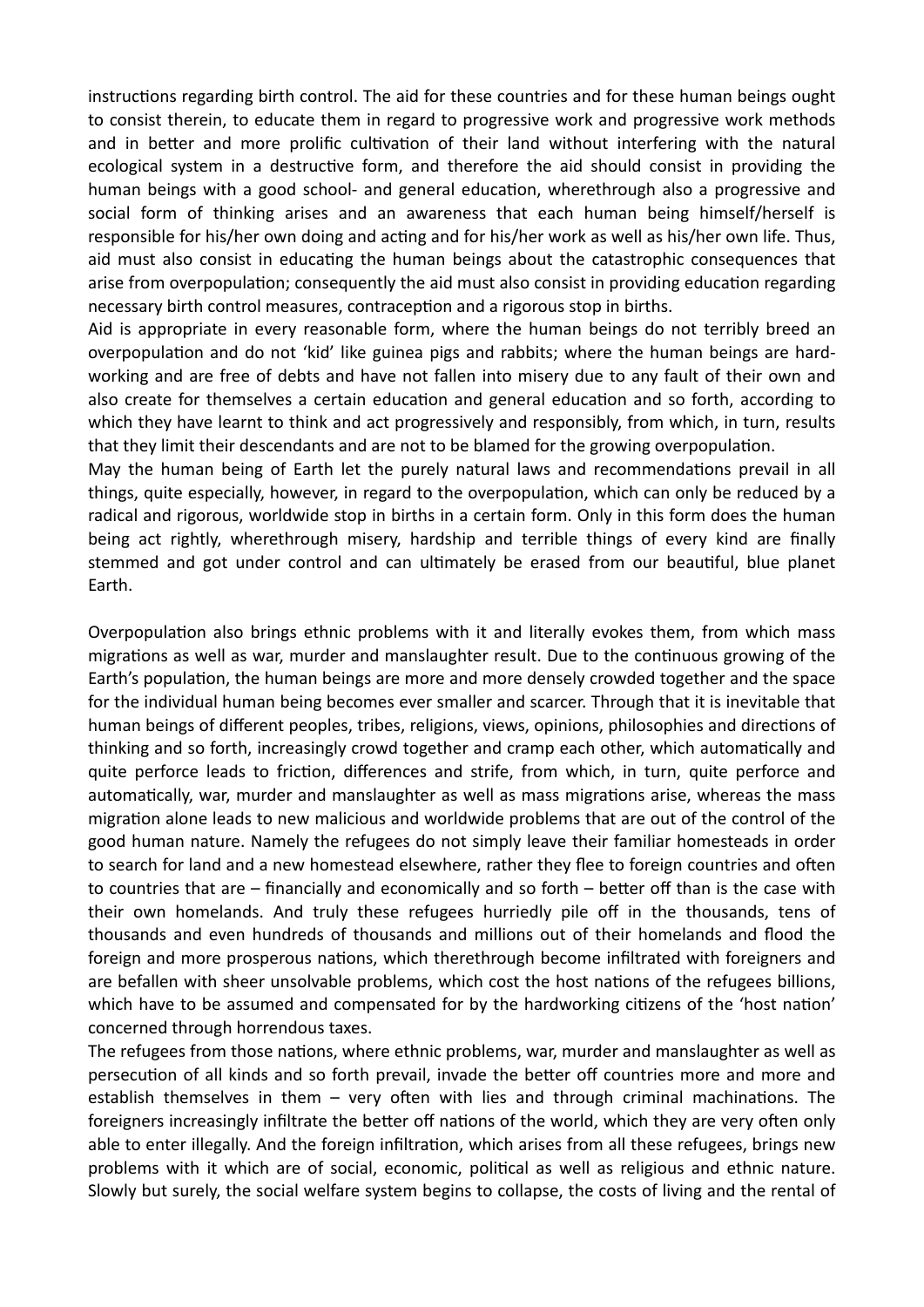instructions regarding birth control. The aid for these countries and for these human beings ought to consist therein, to educate them in regard to progressive work and progressive work methods and in better and more prolific cultivation of their land without interfering with the natural ecological system in a destructive form, and therefore the aid should consist in providing the human beings with a good school- and general education, wherethrough also a progressive and social form of thinking arises and an awareness that each human being himself/herself is responsible for his/her own doing and acting and for his/her work as well as his/her own life. Thus, aid must also consist in educating the human beings about the catastrophic consequences that arise from overpopulation; consequently the aid must also consist in providing education regarding necessary birth control measures, contraception and a rigorous stop in births.

Aid is appropriate in every reasonable form, where the human beings do not terribly breed an overpopulation and do not 'kid' like guinea pigs and rabbits; where the human beings are hard-working and are free of debts and have not fallen into misery due to any fault of their own and also create for themselves a certain education and general education and so forth, according to which they have learnt to think and act progressively and responsibly, from which, in turn, results that they limit their descendants and are not to be blamed for the growing overpopulation.

May the human being of Earth let the purely natural laws and recommendations prevail in all things, quite especially, however, in regard to the overpopulation, which can only be reduced by a radical and rigorous, worldwide stop in births in a certain form. Only in this form does the human being act rightly, wherethrough misery, hardship and terrible things of every kind are finally stemmed and got under control and can ultimately be erased from our beautiful, blue planet Earth.

Overpopulation also brings ethnic problems with it and literally evokes them, from which mass migrations as well as war, murder and manslaughter result. Due to the continuous growing of the Earth's population, the human beings are more and more densely crowded together and the space for the individual human being becomes ever smaller and scarcer. Through that it is inevitable that human beings of different peoples, tribes, religions, views, opinions, philosophies and directions of thinking and so forth, increasingly crowd together and cramp each other, which automatically and quite perforce leads to friction, differences and strife, from which, in turn, quite perforce and automatically, war, murder and manslaughter as well as mass migrations arise, whereas the mass migration alone leads to new malicious and worldwide problems that are out of the control of the good human nature. Namely the refugees do not simply leave their familiar homesteads in order to search for land and a new homestead elsewhere, rather they flee to foreign countries and often to countries that are – financially and economically and so forth – better off than is the case with their own homelands. And truly these refugees hurriedly pile off in the thousands, tens of thousands and even hundreds of thousands and millions out of their homelands and flood the foreign and more prosperous nations, which therethrough become infiltrated with foreigners and are befallen with sheer unsolvable problems, which cost the host nations of the refugees billions, which have to be assumed and compensated for by the hardworking citizens of the 'host nation' concerned through horrendous taxes.

The refugees from those nations, where ethnic problems, war, murder and manslaughter as well as persecution of all kinds and so forth prevail, invade the better off countries more and more and establish themselves in them – very often with lies and through criminal machinations. The foreigners increasingly infiltrate the better off nations of the world, which they are very often only able to enter illegally. And the foreign infiltration, which arises from all these refugees, brings new problems with it which are of social, economic, political as well as religious and ethnic nature. Slowly but surely, the social welfare system begins to collapse, the costs of living and the rental of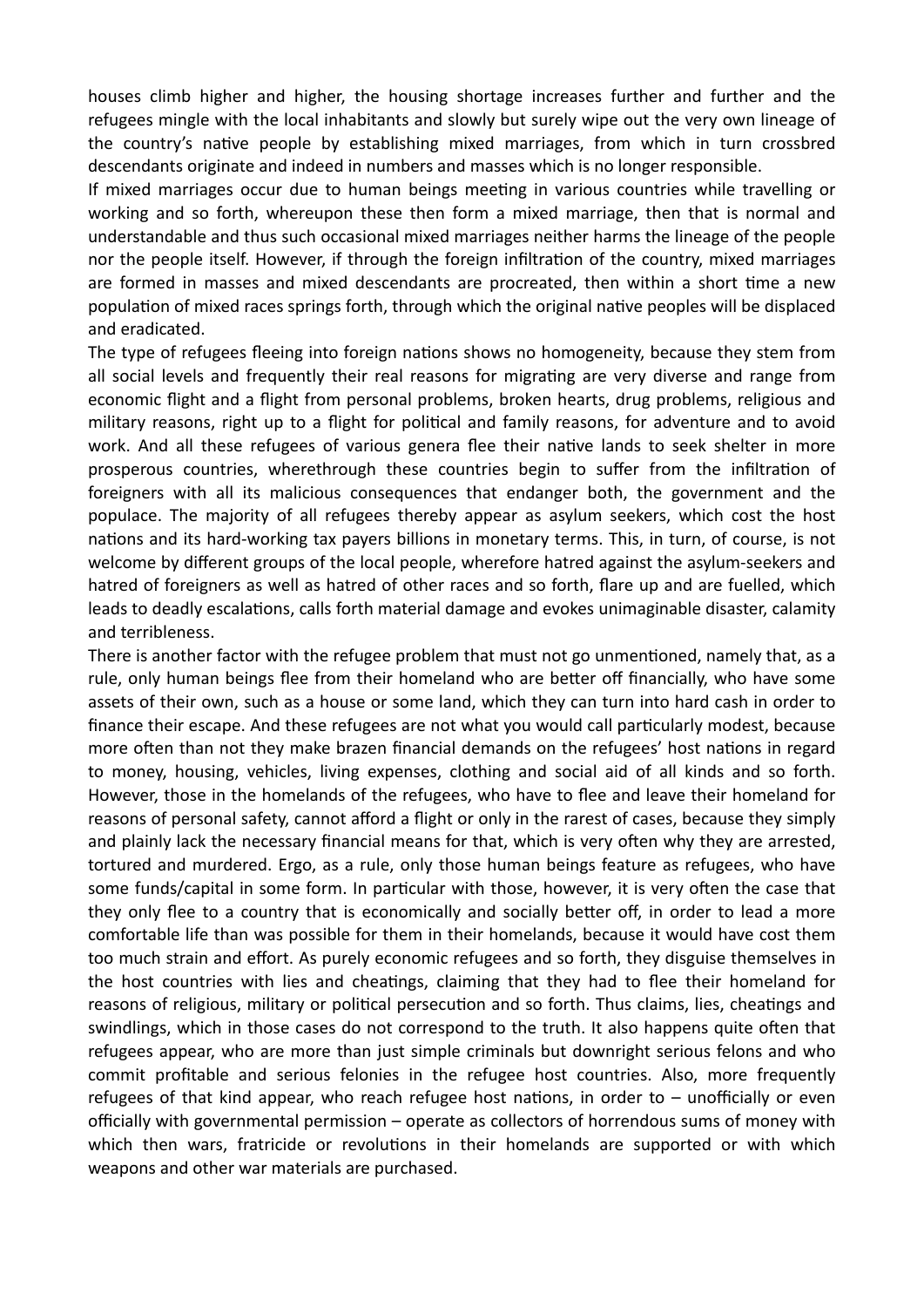houses climb higher and higher, the housing shortage increases further and further and the refugees mingle with the local inhabitants and slowly but surely wipe out the very own lineage of the country's native people by establishing mixed marriages, from which in turn crossbred descendants originate and indeed in numbers and masses which is no longer responsible.

If mixed marriages occur due to human beings meeting in various countries while travelling or working and so forth, whereupon these then form a mixed marriage, then that is normal and understandable and thus such occasional mixed marriages neither harms the lineage of the people nor the people itself. However, if through the foreign infiltration of the country, mixed marriages are formed in masses and mixed descendants are procreated, then within a short time a new population of mixed races springs forth, through which the original native peoples will be displaced and eradicated.

The type of refugees fleeing into foreign nations shows no homogeneity, because they stem from all social levels and frequently their real reasons for migrating are very diverse and range from economic flight and a flight from personal problems, broken hearts, drug problems, religious and military reasons, right up to a flight for political and family reasons, for adventure and to avoid work. And all these refugees of various genera flee their native lands to seek shelter in more prosperous countries, wherethrough these countries begin to suffer from the infiltration of foreigners with all its malicious consequences that endanger both, the government and the populace. The majority of all refugees thereby appear as asylum seekers, which cost the host nations and its hard-working tax payers billions in monetary terms. This, in turn, of course, is not welcome by different groups of the local people, wherefore hatred against the asylum-seekers and hatred of foreigners as well as hatred of other races and so forth, flare up and are fuelled, which leads to deadly escalations, calls forth material damage and evokes unimaginable disaster, calamity and terribleness.

There is another factor with the refugee problem that must not go unmentioned, namely that, as a rule, only human beings flee from their homeland who are better off financially, who have some assets of their own, such as a house or some land, which they can turn into hard cash in order to finance their escape. And these refugees are not what you would call particularly modest, because more often than not they make brazen financial demands on the refugees' host nations in regard to money, housing, vehicles, living expenses, clothing and social aid of all kinds and so forth. However, those in the homelands of the refugees, who have to flee and leave their homeland for reasons of personal safety, cannot afford a flight or only in the rarest of cases, because they simply and plainly lack the necessary financial means for that, which is very often why they are arrested, tortured and murdered. Ergo, as a rule, only those human beings feature as refugees, who have some funds/capital in some form. In particular with those, however, it is very often the case that they only flee to a country that is economically and socially better off, in order to lead a more comfortable life than was possible for them in their homelands, because it would have cost them too much strain and effort. As purely economic refugees and so forth, they disguise themselves in the host countries with lies and cheatings, claiming that they had to flee their homeland for reasons of religious, military or political persecution and so forth. Thus claims, lies, cheatings and swindlings, which in those cases do not correspond to the truth. It also happens quite often that refugees appear, who are more than just simple criminals but downright serious felons and who commit profitable and serious felonies in the refugee host countries. Also, more frequently refugees of that kind appear, who reach refugee host nations, in order to – unofficially or even officially with governmental permission – operate as collectors of horrendous sums of money with which then wars, fratricide or revolutions in their homelands are supported or with which weapons and other war materials are purchased.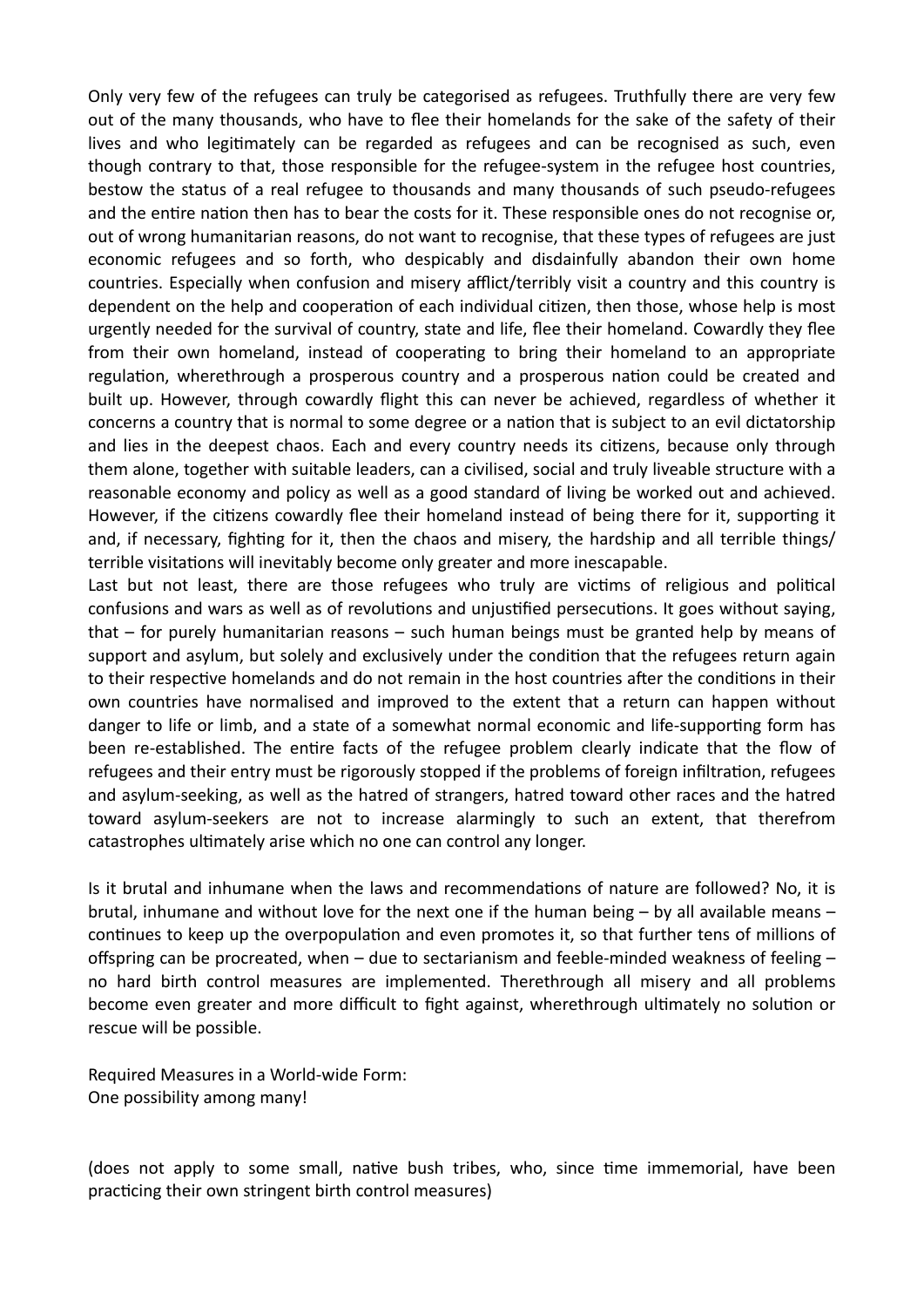Only very few of the refugees can truly be categorised as refugees. Truthfully there are very few out of the many thousands, who have to flee their homelands for the sake of the safety of their lives and who legitimately can be regarded as refugees and can be recognised as such, even though contrary to that, those responsible for the refugee-system in the refugee host countries, bestow the status of a real refugee to thousands and many thousands of such pseudo-refugees and the entire nation then has to bear the costs for it. These responsible ones do not recognise or, out of wrong humanitarian reasons, do not want to recognise, that these types of refugees are just economic refugees and so forth, who despicably and disdainfully abandon their own home countries. Especially when confusion and misery afflict/terribly visit a country and this country is dependent on the help and cooperation of each individual citizen, then those, whose help is most urgently needed for the survival of country, state and life, flee their homeland. Cowardly they flee from their own homeland, instead of cooperating to bring their homeland to an appropriate regulation, wherethrough a prosperous country and a prosperous nation could be created and built up. However, through cowardly flight this can never be achieved, regardless of whether it concerns a country that is normal to some degree or a nation that is subject to an evil dictatorship and lies in the deepest chaos. Each and every country needs its citizens, because only through them alone, together with suitable leaders, can a civilised, social and truly liveable structure with a reasonable economy and policy as well as a good standard of living be worked out and achieved. However, if the citizens cowardly flee their homeland instead of being there for it, supporting it and, if necessary, fighting for it, then the chaos and misery, the hardship and all terrible things/terrible visitations will inevitably become only greater and more inescapable.
Last but not least, there are those refugees who truly are victims of religious and political confusions and wars as well as of revolutions and unjustified persecutions. It goes without saying, that – for purely humanitarian reasons – such human beings must be granted help by means of support and asylum, but solely and exclusively under the condition that the refugees return again to their respective homelands and do not remain in the host countries after the conditions in their own countries have normalised and improved to the extent that a return can happen without danger to life or limb, and a state of a somewhat normal economic and life-supporting form has been re-established. The entire facts of the refugee problem clearly indicate that the flow of refugees and their entry must be rigorously stopped if the problems of foreign infiltration, refugees and asylum-seeking, as well as the hatred of strangers, hatred toward other races and the hatred toward asylum-seekers are not to increase alarmingly to such an extent, that therefrom catastrophes ultimately arise which no one can control any longer.

Is it brutal and inhumane when the laws and recommendations of nature are followed? No, it is brutal, inhumane and without love for the next one if the human being – by all available means – continues to keep up the overpopulation and even promotes it, so that further tens of millions of offspring can be procreated, when – due to sectarianism and feeble-minded weakness of feeling – no hard birth control measures are implemented. Therethrough all misery and all problems become even greater and more difficult to fight against, wherethrough ultimately no solution or rescue will be possible.

Required Measures in a World-wide Form:
One possibility among many!

(does not apply to some small, native bush tribes, who, since time immemorial, have been practicing their own stringent birth control measures)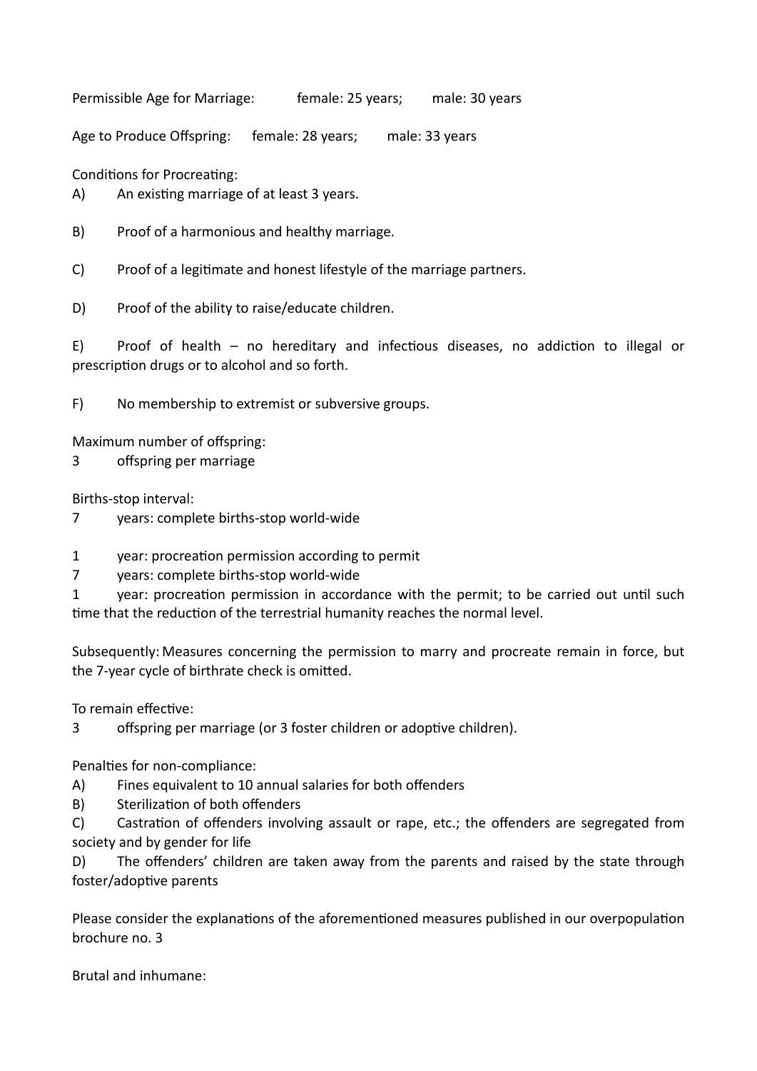Permissible Age for Marriage: female: 25 years; male: 30 years

Age to Produce Offspring: female: 28 years; male: 33 years

Conditions for Procreating:

A) An existing marriage of at least 3 years.

B) Proof of a harmonious and healthy marriage.

C) Proof of a legitimate and honest lifestyle of the marriage partners.

D) Proof of the ability to raise/educate children.

E) Proof of health – no hereditary and infectious diseases, no addiction to illegal or prescription drugs or to alcohol and so forth.

F) No membership to extremist or subversive groups.

Maximum number of offspring:
3 offspring per marriage

Births-stop interval:
7 years: complete births-stop world-wide

1 year: procreation permission according to permit
7 years: complete births-stop world-wide
1 year: procreation permission in accordance with the permit; to be carried out until such time that the reduction of the terrestrial humanity reaches the normal level.

Subsequently: Measures concerning the permission to marry and procreate remain in force, but the 7-year cycle of birthrate check is omitted.

To remain effective:
3 offspring per marriage (or 3 foster children or adoptive children).

Penalties for non-compliance:

A) Fines equivalent to 10 annual salaries for both offenders
B) Sterilization of both offenders
C) Castration of offenders involving assault or rape, etc.; the offenders are segregated from society and by gender for life
D) The offenders' children are taken away from the parents and raised by the state through foster/adoptive parents

Please consider the explanations of the aforementioned measures published in our overpopulation brochure no. 3

Brutal and inhumane: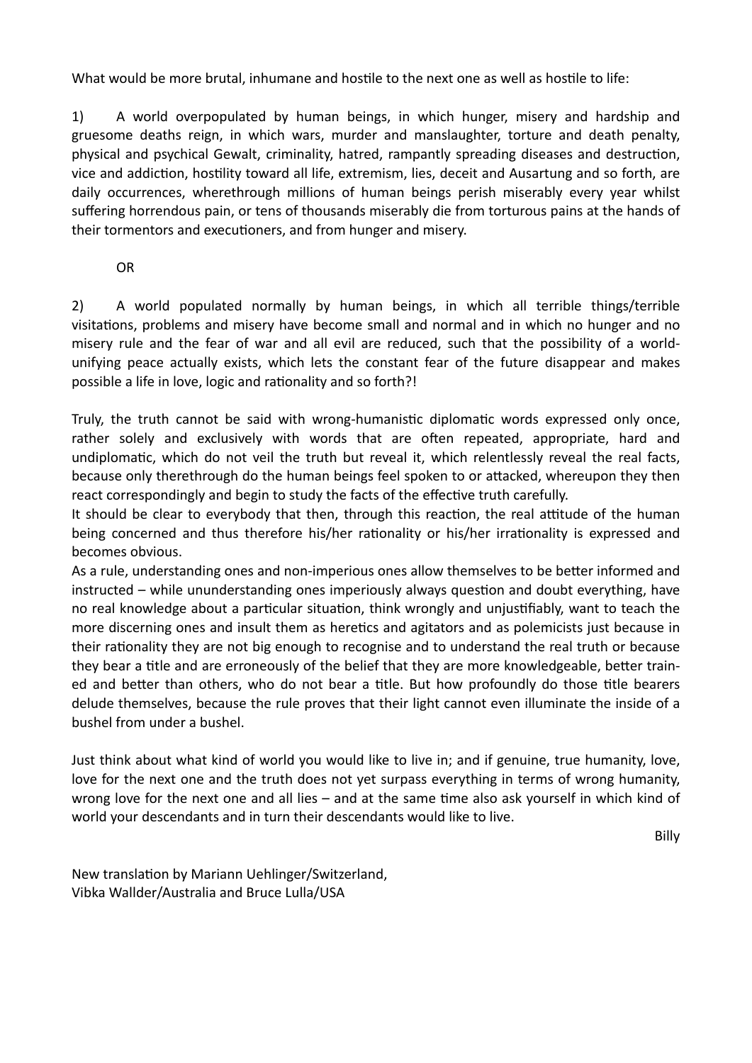What would be more brutal, inhumane and hostile to the next one as well as hostile to life:

1) A world overpopulated by human beings, in which hunger, misery and hardship and gruesome deaths reign, in which wars, murder and manslaughter, torture and death penalty, physical and psychical Gewalt, criminality, hatred, rampantly spreading diseases and destruction, vice and addiction, hostility toward all life, extremism, lies, deceit and Ausartung and so forth, are daily occurrences, wherethrough millions of human beings perish miserably every year whilst suffering horrendous pain, or tens of thousands miserably die from torturous pains at the hands of their tormentors and executioners, and from hunger and misery.

OR

2) A world populated normally by human beings, in which all terrible things/terrible visitations, problems and misery have become small and normal and in which no hunger and no misery rule and the fear of war and all evil are reduced, such that the possibility of a world-unifying peace actually exists, which lets the constant fear of the future disappear and makes possible a life in love, logic and rationality and so forth?!

Truly, the truth cannot be said with wrong-humanistic diplomatic words expressed only once, rather solely and exclusively with words that are often repeated, appropriate, hard and undiplomatic, which do not veil the truth but reveal it, which relentlessly reveal the real facts, because only therethrough do the human beings feel spoken to or attacked, whereupon they then react correspondingly and begin to study the facts of the effective truth carefully.
It should be clear to everybody that then, through this reaction, the real attitude of the human being concerned and thus therefore his/her rationality or his/her irrationality is expressed and becomes obvious.
As a rule, understanding ones and non-imperious ones allow themselves to be better informed and instructed – while ununderstanding ones imperiously always question and doubt everything, have no real knowledge about a particular situation, think wrongly and unjustifiably, want to teach the more discerning ones and insult them as heretics and agitators and as polemicists just because in their rationality they are not big enough to recognise and to understand the real truth or because they bear a title and are erroneously of the belief that they are more knowledgeable, better trained and better than others, who do not bear a title. But how profoundly do those title bearers delude themselves, because the rule proves that their light cannot even illuminate the inside of a bushel from under a bushel.

Just think about what kind of world you would like to live in; and if genuine, true humanity, love, love for the next one and the truth does not yet surpass everything in terms of wrong humanity, wrong love for the next one and all lies – and at the same time also ask yourself in which kind of world your descendants and in turn their descendants would like to live.

Billy

New translation by Mariann Uehlinger/Switzerland,
Vibka Wallder/Australia and Bruce Lulla/USA